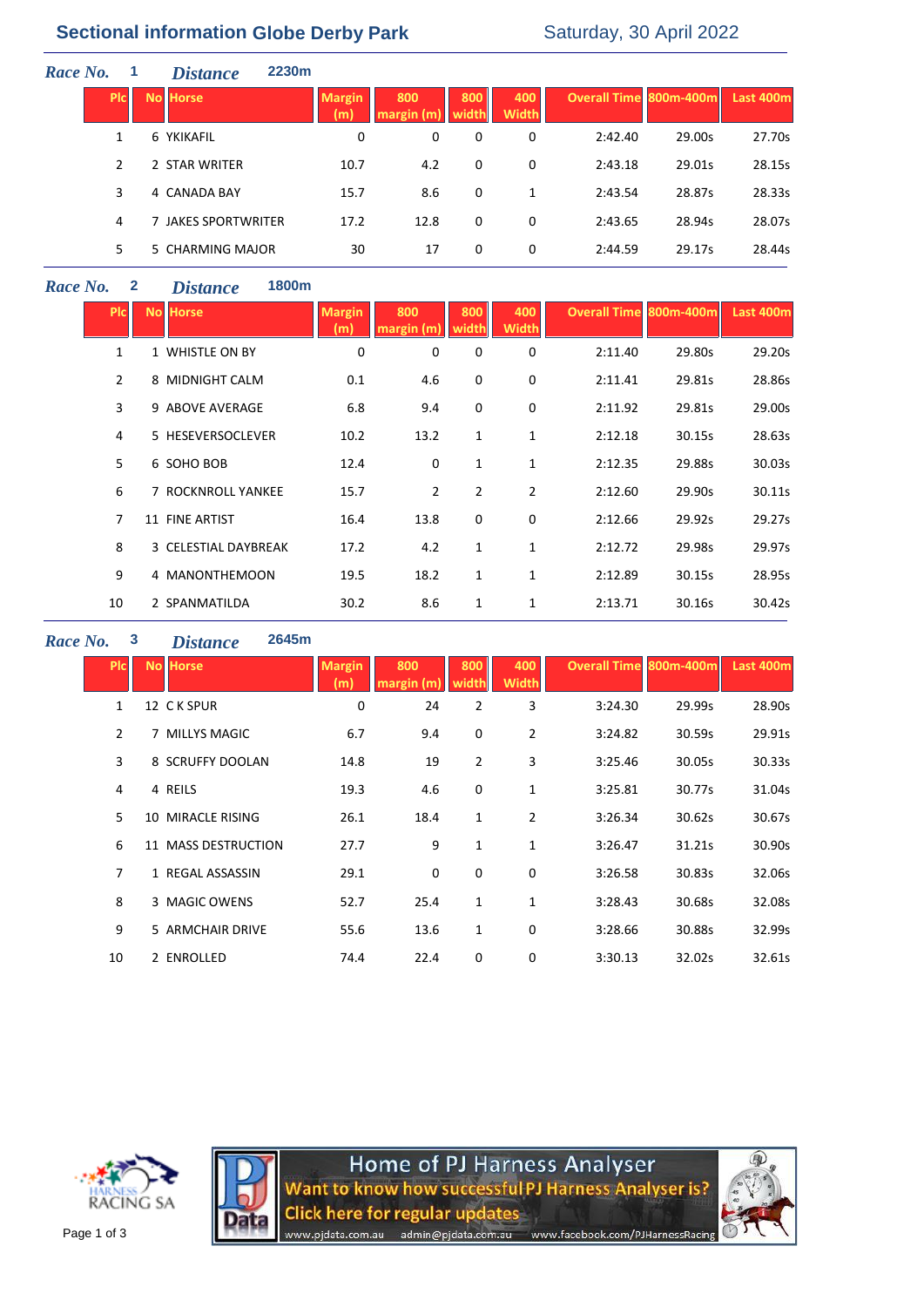# Sectional information Globe Derby Park

Saturday, 30 April 2022

**Race No.** 1 **Distance** 2230m

| Plc | No | Horse | Margin (m) | 800 margin (m) | 800 width | 400 Width | Overall Time | 800m-400m | Last 400m |
|---|---|---|---|---|---|---|---|---|---|
| 1 | 6 | YKIKAFIL | 0 | 0 | 0 | 0 | 2:42.40 | 29.00s | 27.70s |
| 2 | 2 | STAR WRITER | 10.7 | 4.2 | 0 | 0 | 2:43.18 | 29.01s | 28.15s |
| 3 | 4 | CANADA BAY | 15.7 | 8.6 | 0 | 1 | 2:43.54 | 28.87s | 28.33s |
| 4 | 7 | JAKES SPORTWRITER | 17.2 | 12.8 | 0 | 0 | 2:43.65 | 28.94s | 28.07s |
| 5 | 5 | CHARMING MAJOR | 30 | 17 | 0 | 0 | 2:44.59 | 29.17s | 28.44s |

**Race No.** 2 **Distance** 1800m

| Plc | No | Horse | Margin (m) | 800 margin (m) | 800 width | 400 Width | Overall Time | 800m-400m | Last 400m |
|---|---|---|---|---|---|---|---|---|---|
| 1 | 1 | WHISTLE ON BY | 0 | 0 | 0 | 0 | 2:11.40 | 29.80s | 29.20s |
| 2 | 8 | MIDNIGHT CALM | 0.1 | 4.6 | 0 | 0 | 2:11.41 | 29.81s | 28.86s |
| 3 | 9 | ABOVE AVERAGE | 6.8 | 9.4 | 0 | 0 | 2:11.92 | 29.81s | 29.00s |
| 4 | 5 | HESEVERSOCLEVER | 10.2 | 13.2 | 1 | 1 | 2:12.18 | 30.15s | 28.63s |
| 5 | 6 | SOHO BOB | 12.4 | 0 | 1 | 1 | 2:12.35 | 29.88s | 30.03s |
| 6 | 7 | ROCKNROLL YANKEE | 15.7 | 2 | 2 | 2 | 2:12.60 | 29.90s | 30.11s |
| 7 | 11 | FINE ARTIST | 16.4 | 13.8 | 0 | 0 | 2:12.66 | 29.92s | 29.27s |
| 8 | 3 | CELESTIAL DAYBREAK | 17.2 | 4.2 | 1 | 1 | 2:12.72 | 29.98s | 29.97s |
| 9 | 4 | MANONTHEMOON | 19.5 | 18.2 | 1 | 1 | 2:12.89 | 30.15s | 28.95s |
| 10 | 2 | SPANMATILDA | 30.2 | 8.6 | 1 | 1 | 2:13.71 | 30.16s | 30.42s |

**Race No.** 3 **Distance** 2645m

| Plc | No | Horse | Margin (m) | 800 margin (m) | 800 width | 400 Width | Overall Time | 800m-400m | Last 400m |
|---|---|---|---|---|---|---|---|---|---|
| 1 | 12 | C K SPUR | 0 | 24 | 2 | 3 | 3:24.30 | 29.99s | 28.90s |
| 2 | 7 | MILLYS MAGIC | 6.7 | 9.4 | 0 | 2 | 3:24.82 | 30.59s | 29.91s |
| 3 | 8 | SCRUFFY DOOLAN | 14.8 | 19 | 2 | 3 | 3:25.46 | 30.05s | 30.33s |
| 4 | 4 | REILS | 19.3 | 4.6 | 0 | 1 | 3:25.81 | 30.77s | 31.04s |
| 5 | 10 | MIRACLE RISING | 26.1 | 18.4 | 1 | 2 | 3:26.34 | 30.62s | 30.67s |
| 6 | 11 | MASS DESTRUCTION | 27.7 | 9 | 1 | 1 | 3:26.47 | 31.21s | 30.90s |
| 7 | 1 | REGAL ASSASSIN | 29.1 | 0 | 0 | 0 | 3:26.58 | 30.83s | 32.06s |
| 8 | 3 | MAGIC OWENS | 52.7 | 25.4 | 1 | 1 | 3:28.43 | 30.68s | 32.08s |
| 9 | 5 | ARMCHAIR DRIVE | 55.6 | 13.6 | 1 | 0 | 3:28.66 | 30.88s | 32.99s |
| 10 | 2 | ENROLLED | 74.4 | 22.4 | 0 | 0 | 3:30.13 | 32.02s | 32.61s |

Home of PJ Harness Analyser
Want to know how successful PJ Harness Analyser is?
Click here for regular updates
www.pjdata.com.au admin@pjdata.com.au www.facebook.com/PJHarnessRacing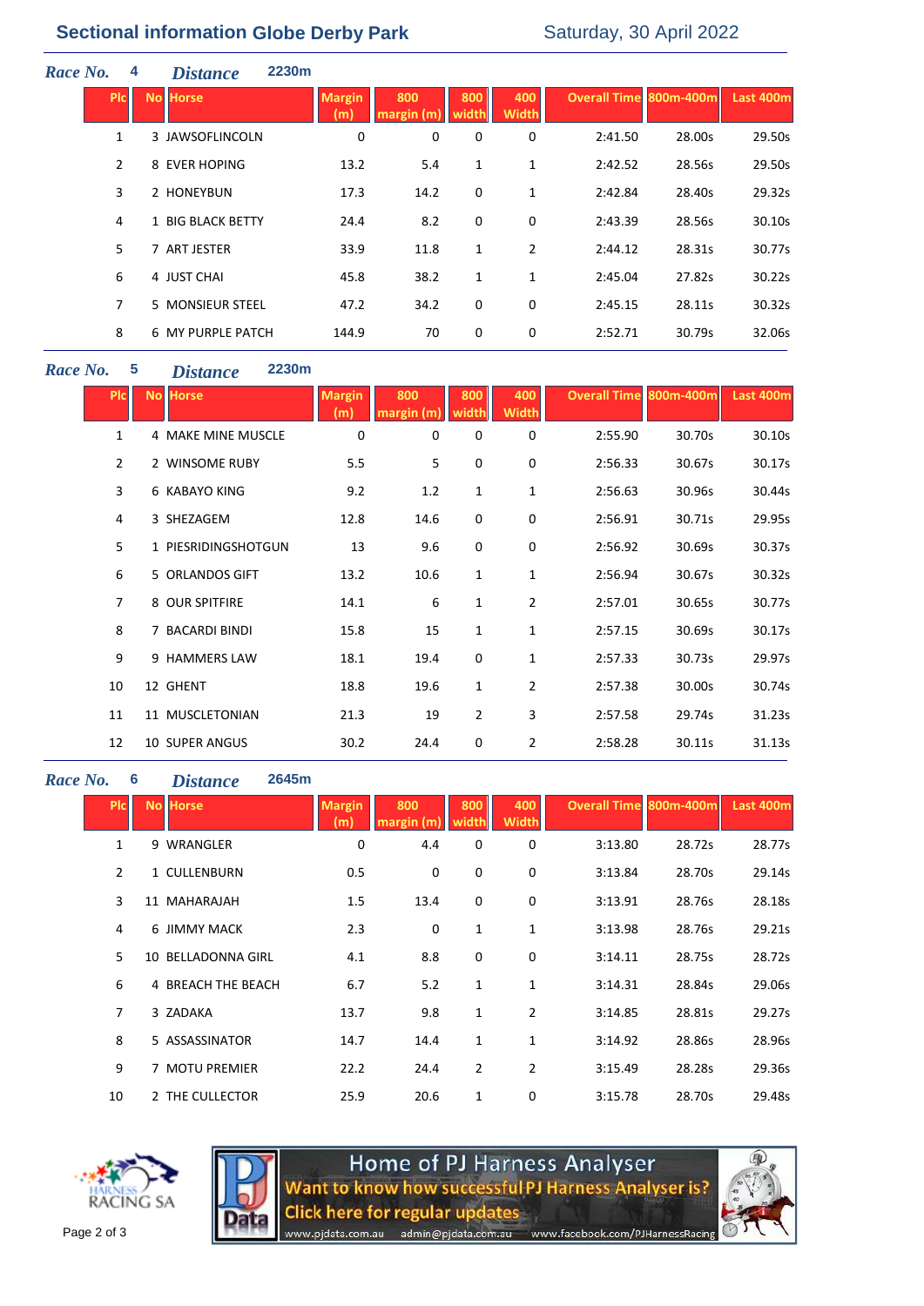## Sectional information Globe Derby Park

Saturday, 30 April 2022

**Race No.** 4 **Distance** 2230m

| Plc | No | Horse | Margin (m) | 800 margin (m) | 800 width | 400 Width | Overall Time | 800m-400m | Last 400m |
|---|---|---|---|---|---|---|---|---|---|
| 1 | 3 | JAWSOFLINCOLN | 0 | 0 | 0 | 0 | 2:41.50 | 28.00s | 29.50s |
| 2 | 8 | EVER HOPING | 13.2 | 5.4 | 1 | 1 | 2:42.52 | 28.56s | 29.50s |
| 3 | 2 | HONEYBUN | 17.3 | 14.2 | 0 | 1 | 2:42.84 | 28.40s | 29.32s |
| 4 | 1 | BIG BLACK BETTY | 24.4 | 8.2 | 0 | 0 | 2:43.39 | 28.56s | 30.10s |
| 5 | 7 | ART JESTER | 33.9 | 11.8 | 1 | 2 | 2:44.12 | 28.31s | 30.77s |
| 6 | 4 | JUST CHAI | 45.8 | 38.2 | 1 | 1 | 2:45.04 | 27.82s | 30.22s |
| 7 | 5 | MONSIEUR STEEL | 47.2 | 34.2 | 0 | 0 | 2:45.15 | 28.11s | 30.32s |
| 8 | 6 | MY PURPLE PATCH | 144.9 | 70 | 0 | 0 | 2:52.71 | 30.79s | 32.06s |

**Race No.** 5 **Distance** 2230m

| Plc | No | Horse | Margin (m) | 800 margin (m) | 800 width | 400 Width | Overall Time | 800m-400m | Last 400m |
|---|---|---|---|---|---|---|---|---|---|
| 1 | 4 | MAKE MINE MUSCLE | 0 | 0 | 0 | 0 | 2:55.90 | 30.70s | 30.10s |
| 2 | 2 | WINSOME RUBY | 5.5 | 5 | 0 | 0 | 2:56.33 | 30.67s | 30.17s |
| 3 | 6 | KABAYO KING | 9.2 | 1.2 | 1 | 1 | 2:56.63 | 30.96s | 30.44s |
| 4 | 3 | SHEZAGEM | 12.8 | 14.6 | 0 | 0 | 2:56.91 | 30.71s | 29.95s |
| 5 | 1 | PIESRIDINGSHOTGUN | 13 | 9.6 | 0 | 0 | 2:56.92 | 30.69s | 30.37s |
| 6 | 5 | ORLANDOS GIFT | 13.2 | 10.6 | 1 | 1 | 2:56.94 | 30.67s | 30.32s |
| 7 | 8 | OUR SPITFIRE | 14.1 | 6 | 1 | 2 | 2:57.01 | 30.65s | 30.77s |
| 8 | 7 | BACARDI BINDI | 15.8 | 15 | 1 | 1 | 2:57.15 | 30.69s | 30.17s |
| 9 | 9 | HAMMERS LAW | 18.1 | 19.4 | 0 | 1 | 2:57.33 | 30.73s | 29.97s |
| 10 | 12 | GHENT | 18.8 | 19.6 | 1 | 2 | 2:57.38 | 30.00s | 30.74s |
| 11 | 11 | MUSCLETONIAN | 21.3 | 19 | 2 | 3 | 2:57.58 | 29.74s | 31.23s |
| 12 | 10 | SUPER ANGUS | 30.2 | 24.4 | 0 | 2 | 2:58.28 | 30.11s | 31.13s |

**Race No.** 6 **Distance** 2645m

| Plc | No | Horse | Margin (m) | 800 margin (m) | 800 width | 400 Width | Overall Time | 800m-400m | Last 400m |
|---|---|---|---|---|---|---|---|---|---|
| 1 | 9 | WRANGLER | 0 | 4.4 | 0 | 0 | 3:13.80 | 28.72s | 28.77s |
| 2 | 1 | CULLENBURN | 0.5 | 0 | 0 | 0 | 3:13.84 | 28.70s | 29.14s |
| 3 | 11 | MAHARAJAH | 1.5 | 13.4 | 0 | 0 | 3:13.91 | 28.76s | 28.18s |
| 4 | 6 | JIMMY MACK | 2.3 | 0 | 1 | 1 | 3:13.98 | 28.76s | 29.21s |
| 5 | 10 | BELLADONNA GIRL | 4.1 | 8.8 | 0 | 0 | 3:14.11 | 28.75s | 28.72s |
| 6 | 4 | BREACH THE BEACH | 6.7 | 5.2 | 1 | 1 | 3:14.31 | 28.84s | 29.06s |
| 7 | 3 | ZADAKA | 13.7 | 9.8 | 1 | 2 | 3:14.85 | 28.81s | 29.27s |
| 8 | 5 | ASSASSINATOR | 14.7 | 14.4 | 1 | 1 | 3:14.92 | 28.86s | 28.96s |
| 9 | 7 | MOTU PREMIER | 22.2 | 24.4 | 2 | 2 | 3:15.49 | 28.28s | 29.36s |
| 10 | 2 | THE COLLECTOR | 25.9 | 20.6 | 1 | 0 | 3:15.78 | 28.70s | 29.48s |

Home of PJ Harness Analyser
Want to know how successful PJ Harness Analyser is?
Click here for regular updates
www.pjdata.com.au admin@pjdata.com.au www.facebook.com/PJHarnessRacing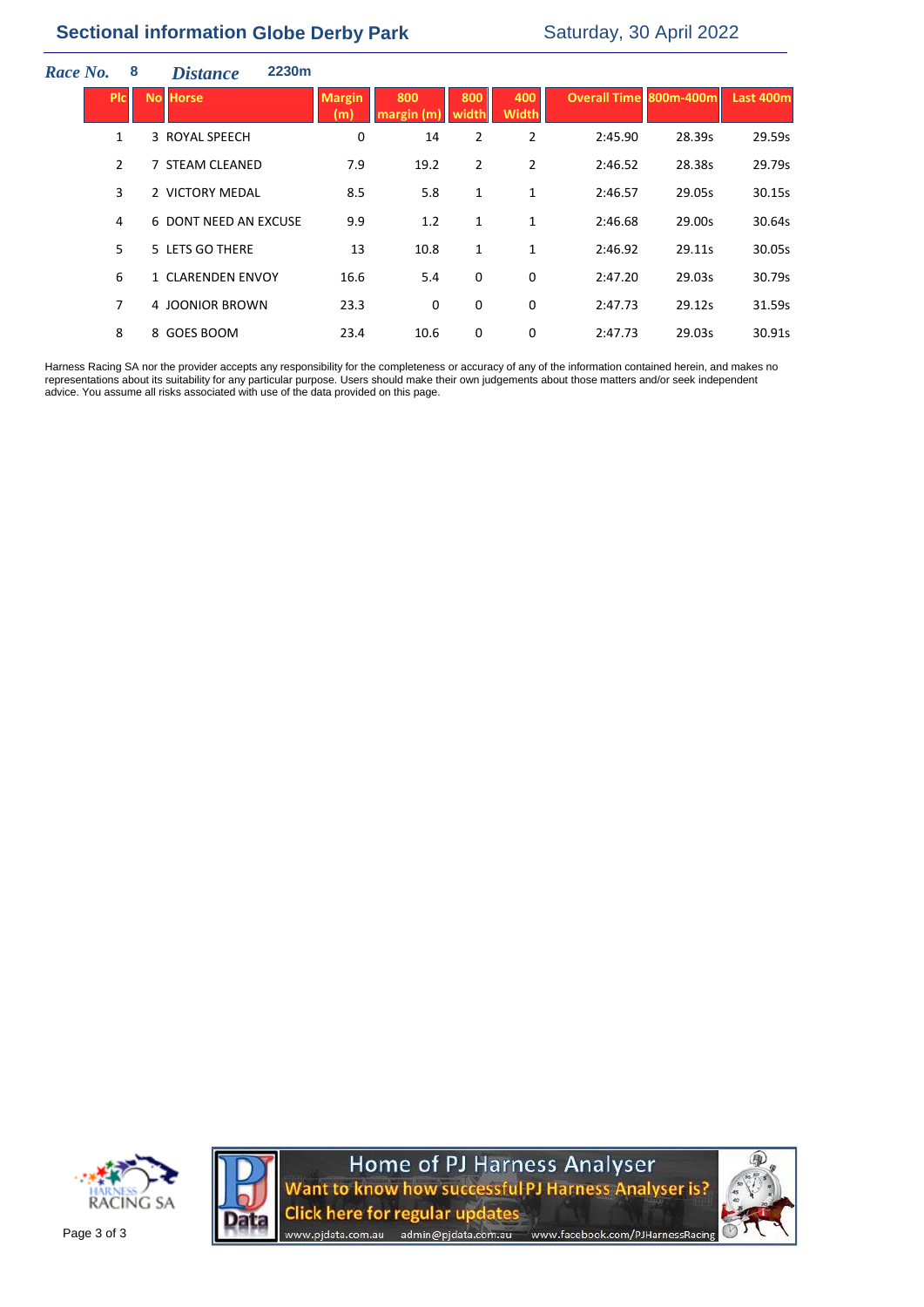## Sectional information Globe Derby Park

Saturday, 30 April 2022

***Race No.*** **8** ***Distance*** **2230m**

| Plc | No | Horse | Margin (m) | 800 margin (m) | 800 width | 400 Width | Overall Time | 800m-400m | Last 400m |
|---|---|---|---|---|---|---|---|---|---|
| 1 | 3 | ROYAL SPEECH | 0 | 14 | 2 | 2 | 2:45.90 | 28.39s | 29.59s |
| 2 | 7 | STEAM CLEANED | 7.9 | 19.2 | 2 | 2 | 2:46.52 | 28.38s | 29.79s |
| 3 | 2 | VICTORY MEDAL | 8.5 | 5.8 | 1 | 1 | 2:46.57 | 29.05s | 30.15s |
| 4 | 6 | DONT NEED AN EXCUSE | 9.9 | 1.2 | 1 | 1 | 2:46.68 | 29.00s | 30.64s |
| 5 | 5 | LETS GO THERE | 13 | 10.8 | 1 | 1 | 2:46.92 | 29.11s | 30.05s |
| 6 | 1 | CLARENDEN ENVOY | 16.6 | 5.4 | 0 | 0 | 2:47.20 | 29.03s | 30.79s |
| 7 | 4 | JOONIOR BROWN | 23.3 | 0 | 0 | 0 | 2:47.73 | 29.12s | 31.59s |
| 8 | 8 | GOES BOOM | 23.4 | 10.6 | 0 | 0 | 2:47.73 | 29.03s | 30.91s |

Harness Racing SA nor the provider accepts any responsibility for the completeness or accuracy of any of the information contained herein, and makes no representations about its suitability for any particular purpose. Users should make their own judgements about those matters and/or seek independent advice. You assume all risks associated with use of the data provided on this page.

HARNESS RACING SA

Home of PJ Harness Analyser
Want to know how successful PJ Harness Analyser is?
Click here for regular updates
www.pjdata.com.au admin@pjdata.com.au www.facebook.com/PJHarnessRacing